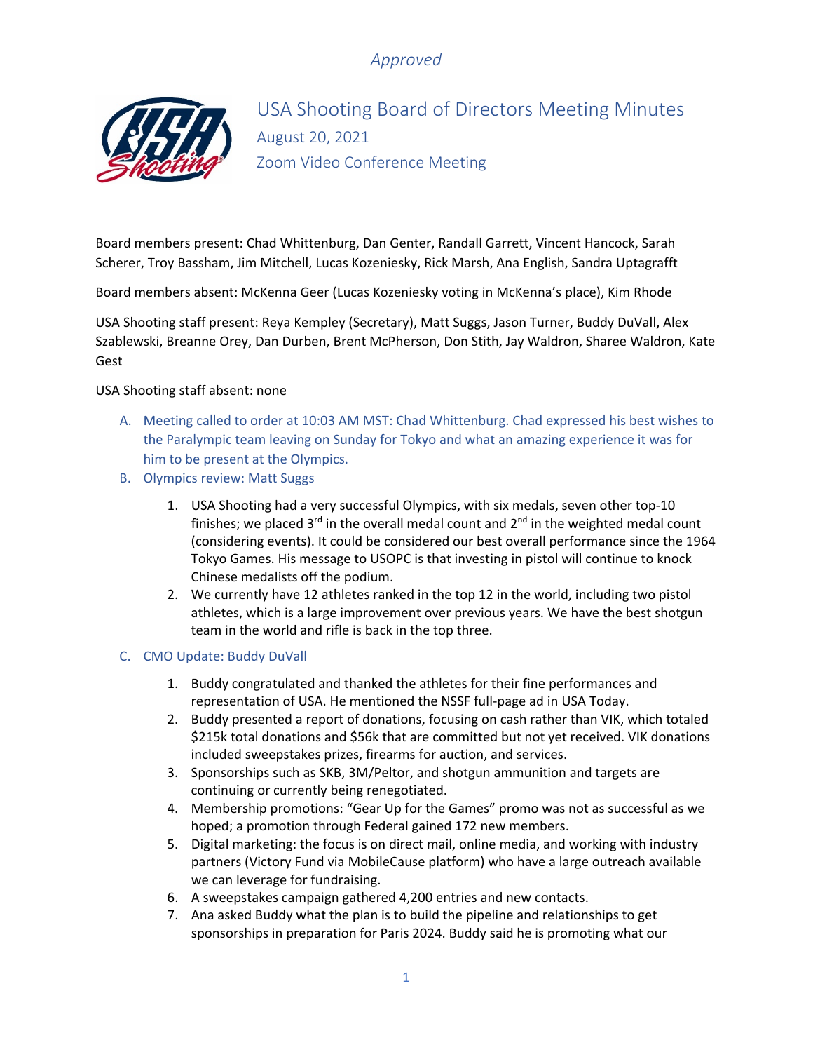*Approved*

# USA Shooting Board of Directors Meeting Minutes

August 20, 2021

Zoom Video Conference Meeting

Board members present: Chad Whittenburg, Dan Genter, Randall Garrett, Vincent Hancock, Sarah Scherer, Troy Bassham, Jim Mitchell, Lucas Kozeniesky, Rick Marsh, Ana English, Sandra Uptagrafft

Board members absent: McKenna Geer (Lucas Kozeniesky voting in McKenna's place), Kim Rhode

USA Shooting staff present: Reya Kempley (Secretary), Matt Suggs, Jason Turner, Buddy DuVall, Alex Szablewski, Breanne Orey, Dan Durben, Brent McPherson, Don Stith, Jay Waldron, Sharee Waldron, Kate Gest

USA Shooting staff absent: none

A. Meeting called to order at 10:03 AM MST: Chad Whittenburg. Chad expressed his best wishes to the Paralympic team leaving on Sunday for Tokyo and what an amazing experience it was for him to be present at the Olympics.

B. Olympics review: Matt Suggs

   1. USA Shooting had a very successful Olympics, with six medals, seven other top-10 finishes; we placed 3rd in the overall medal count and 2nd in the weighted medal count (considering events). It could be considered our best overall performance since the 1964 Tokyo Games. His message to USOPC is that investing in pistol will continue to knock Chinese medalists off the podium.
   2. We currently have 12 athletes ranked in the top 12 in the world, including two pistol athletes, which is a large improvement over previous years. We have the best shotgun team in the world and rifle is back in the top three.

C. CMO Update: Buddy DuVall

   1. Buddy congratulated and thanked the athletes for their fine performances and representation of USA. He mentioned the NSSF full-page ad in USA Today.
   2. Buddy presented a report of donations, focusing on cash rather than VIK, which totaled $215k total donations and $56k that are committed but not yet received. VIK donations included sweepstakes prizes, firearms for auction, and services.
   3. Sponsorships such as SKB, 3M/Peltor, and shotgun ammunition and targets are continuing or currently being renegotiated.
   4. Membership promotions: "Gear Up for the Games" promo was not as successful as we hoped; a promotion through Federal gained 172 new members.
   5. Digital marketing: the focus is on direct mail, online media, and working with industry partners (Victory Fund via MobileCause platform) who have a large outreach available we can leverage for fundraising.
   6. A sweepstakes campaign gathered 4,200 entries and new contacts.
   7. Ana asked Buddy what the plan is to build the pipeline and relationships to get sponsorships in preparation for Paris 2024. Buddy said he is promoting what our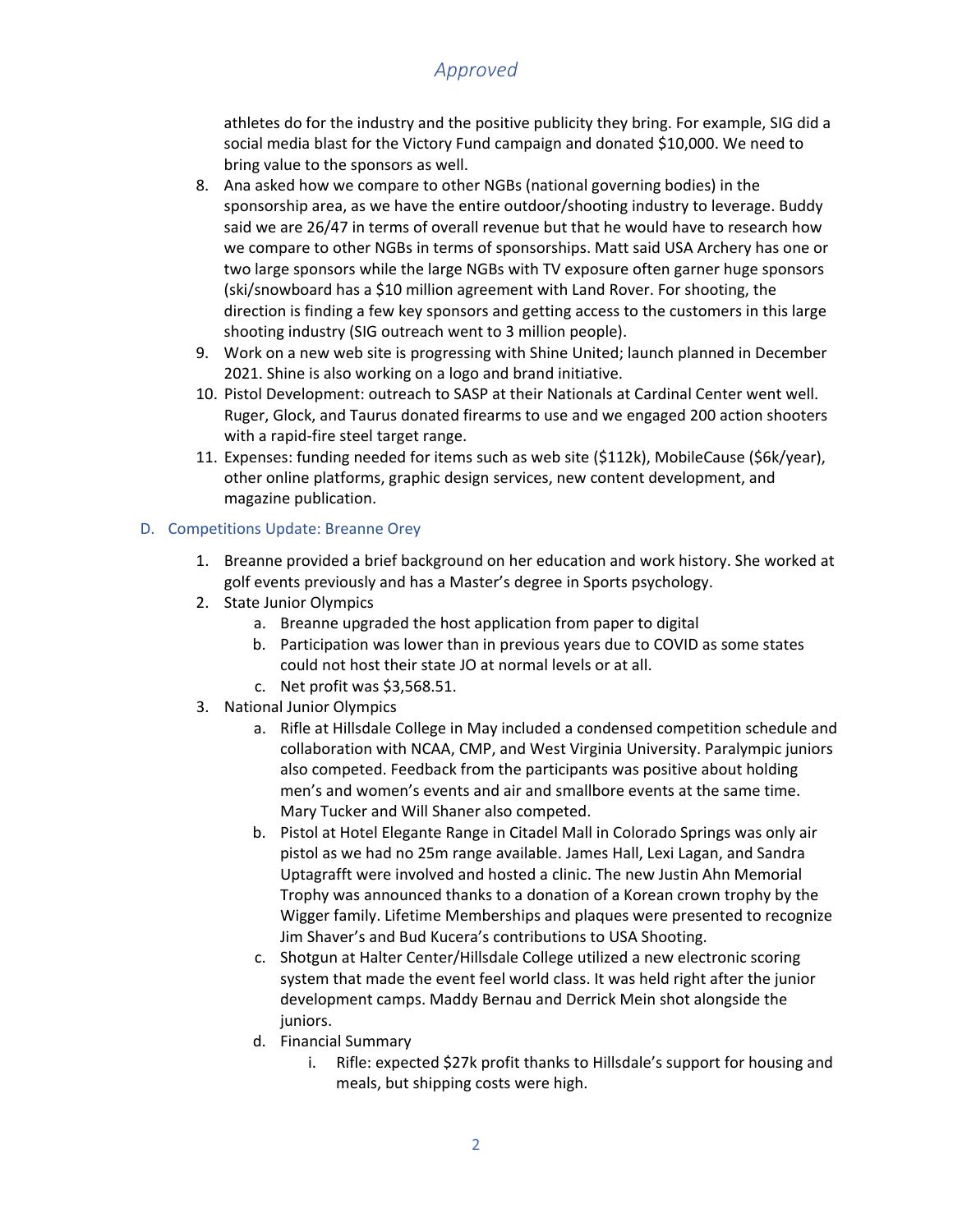athletes do for the industry and the positive publicity they bring. For example, SIG did a social media blast for the Victory Fund campaign and donated $10,000. We need to bring value to the sponsors as well.

8. Ana asked how we compare to other NGBs (national governing bodies) in the sponsorship area, as we have the entire outdoor/shooting industry to leverage. Buddy said we are 26/47 in terms of overall revenue but that he would have to research how we compare to other NGBs in terms of sponsorships. Matt said USA Archery has one or two large sponsors while the large NGBs with TV exposure often garner huge sponsors (ski/snowboard has a $10 million agreement with Land Rover. For shooting, the direction is finding a few key sponsors and getting access to the customers in this large shooting industry (SIG outreach went to 3 million people).
9. Work on a new web site is progressing with Shine United; launch planned in December 2021. Shine is also working on a logo and brand initiative.
10. Pistol Development: outreach to SASP at their Nationals at Cardinal Center went well. Ruger, Glock, and Taurus donated firearms to use and we engaged 200 action shooters with a rapid-fire steel target range.
11. Expenses: funding needed for items such as web site ($112k), MobileCause ($6k/year), other online platforms, graphic design services, new content development, and magazine publication.

## D. Competitions Update: Breanne Orey

1. Breanne provided a brief background on her education and work history. She worked at golf events previously and has a Master's degree in Sports psychology.
2. State Junior Olympics
   a. Breanne upgraded the host application from paper to digital
   b. Participation was lower than in previous years due to COVID as some states could not host their state JO at normal levels or at all.
   c. Net profit was $3,568.51.
3. National Junior Olympics
   a. Rifle at Hillsdale College in May included a condensed competition schedule and collaboration with NCAA, CMP, and West Virginia University. Paralympic juniors also competed. Feedback from the participants was positive about holding men's and women's events and air and smallbore events at the same time. Mary Tucker and Will Shaner also competed.
   b. Pistol at Hotel Elegante Range in Citadel Mall in Colorado Springs was only air pistol as we had no 25m range available. James Hall, Lexi Lagan, and Sandra Uptagrafft were involved and hosted a clinic. The new Justin Ahn Memorial Trophy was announced thanks to a donation of a Korean crown trophy by the Wigger family. Lifetime Memberships and plaques were presented to recognize Jim Shaver's and Bud Kucera's contributions to USA Shooting.
   c. Shotgun at Halter Center/Hillsdale College utilized a new electronic scoring system that made the event feel world class. It was held right after the junior development camps. Maddy Bernau and Derrick Mein shot alongside the juniors.
   d. Financial Summary
      i. Rifle: expected $27k profit thanks to Hillsdale's support for housing and meals, but shipping costs were high.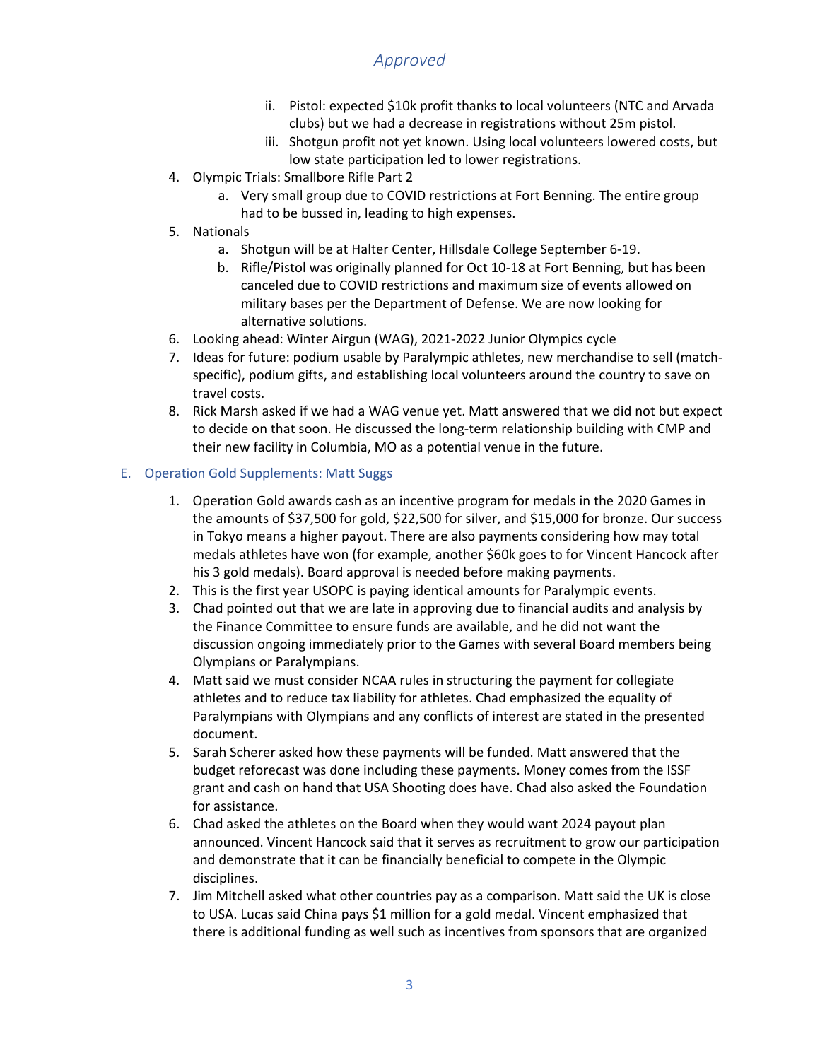*Approved*

   ii. Pistol: expected $10k profit thanks to local volunteers (NTC and Arvada clubs) but we had a decrease in registrations without 25m pistol.
   iii. Shotgun profit not yet known. Using local volunteers lowered costs, but low state participation led to lower registrations.

4. Olympic Trials: Smallbore Rifle Part 2
   a. Very small group due to COVID restrictions at Fort Benning. The entire group had to be bussed in, leading to high expenses.
5. Nationals
   a. Shotgun will be at Halter Center, Hillsdale College September 6-19.
   b. Rifle/Pistol was originally planned for Oct 10-18 at Fort Benning, but has been canceled due to COVID restrictions and maximum size of events allowed on military bases per the Department of Defense. We are now looking for alternative solutions.
6. Looking ahead: Winter Airgun (WAG), 2021-2022 Junior Olympics cycle
7. Ideas for future: podium usable by Paralympic athletes, new merchandise to sell (match-specific), podium gifts, and establishing local volunteers around the country to save on travel costs.
8. Rick Marsh asked if we had a WAG venue yet. Matt answered that we did not but expect to decide on that soon. He discussed the long-term relationship building with CMP and their new facility in Columbia, MO as a potential venue in the future.

## E. Operation Gold Supplements: Matt Suggs

1. Operation Gold awards cash as an incentive program for medals in the 2020 Games in the amounts of $37,500 for gold, $22,500 for silver, and $15,000 for bronze. Our success in Tokyo means a higher payout. There are also payments considering how may total medals athletes have won (for example, another $60k goes to for Vincent Hancock after his 3 gold medals). Board approval is needed before making payments.
2. This is the first year USOPC is paying identical amounts for Paralympic events.
3. Chad pointed out that we are late in approving due to financial audits and analysis by the Finance Committee to ensure funds are available, and he did not want the discussion ongoing immediately prior to the Games with several Board members being Olympians or Paralympians.
4. Matt said we must consider NCAA rules in structuring the payment for collegiate athletes and to reduce tax liability for athletes. Chad emphasized the equality of Paralympians with Olympians and any conflicts of interest are stated in the presented document.
5. Sarah Scherer asked how these payments will be funded. Matt answered that the budget reforecast was done including these payments. Money comes from the ISSF grant and cash on hand that USA Shooting does have. Chad also asked the Foundation for assistance.
6. Chad asked the athletes on the Board when they would want 2024 payout plan announced. Vincent Hancock said that it serves as recruitment to grow our participation and demonstrate that it can be financially beneficial to compete in the Olympic disciplines.
7. Jim Mitchell asked what other countries pay as a comparison. Matt said the UK is close to USA. Lucas said China pays $1 million for a gold medal. Vincent emphasized that there is additional funding as well such as incentives from sponsors that are organized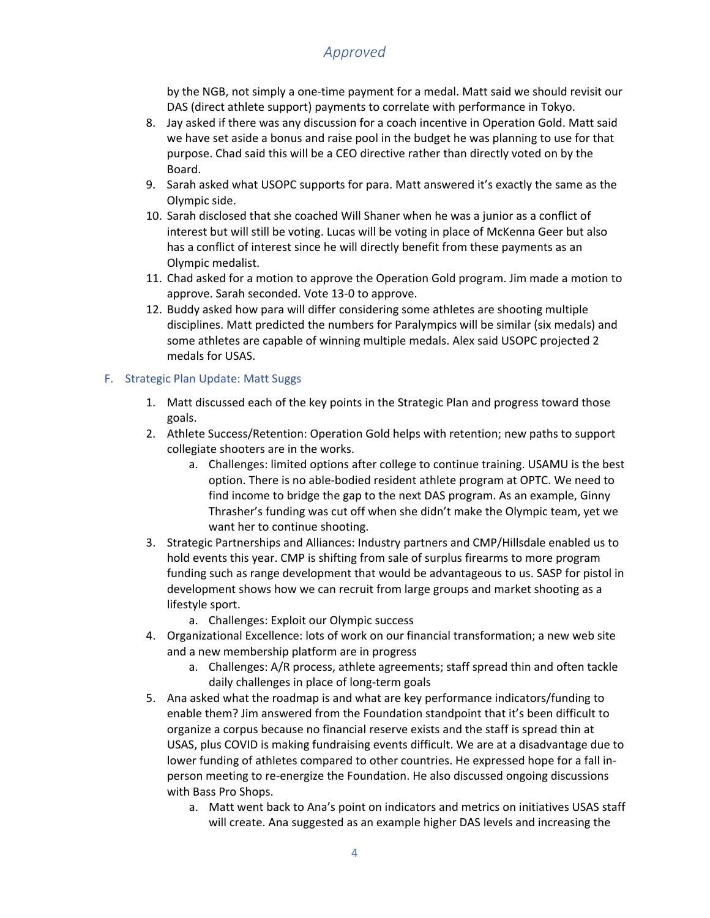by the NGB, not simply a one-time payment for a medal. Matt said we should revisit our DAS (direct athlete support) payments to correlate with performance in Tokyo.

8. Jay asked if there was any discussion for a coach incentive in Operation Gold. Matt said we have set aside a bonus and raise pool in the budget he was planning to use for that purpose. Chad said this will be a CEO directive rather than directly voted on by the Board.
9. Sarah asked what USOPC supports for para. Matt answered it's exactly the same as the Olympic side.
10. Sarah disclosed that she coached Will Shaner when he was a junior as a conflict of interest but will still be voting. Lucas will be voting in place of McKenna Geer but also has a conflict of interest since he will directly benefit from these payments as an Olympic medalist.
11. Chad asked for a motion to approve the Operation Gold program. Jim made a motion to approve. Sarah seconded. Vote 13-0 to approve.
12. Buddy asked how para will differ considering some athletes are shooting multiple disciplines. Matt predicted the numbers for Paralympics will be similar (six medals) and some athletes are capable of winning multiple medals. Alex said USOPC projected 2 medals for USAS.

### F. Strategic Plan Update: Matt Suggs

1. Matt discussed each of the key points in the Strategic Plan and progress toward those goals.
2. Athlete Success/Retention: Operation Gold helps with retention; new paths to support collegiate shooters are in the works.
   a. Challenges: limited options after college to continue training. USAMU is the best option. There is no able-bodied resident athlete program at OPTC. We need to find income to bridge the gap to the next DAS program. As an example, Ginny Thrasher's funding was cut off when she didn't make the Olympic team, yet we want her to continue shooting.
3. Strategic Partnerships and Alliances: Industry partners and CMP/Hillsdale enabled us to hold events this year. CMP is shifting from sale of surplus firearms to more program funding such as range development that would be advantageous to us. SASP for pistol in development shows how we can recruit from large groups and market shooting as a lifestyle sport.
   a. Challenges: Exploit our Olympic success
4. Organizational Excellence: lots of work on our financial transformation; a new web site and a new membership platform are in progress
   a. Challenges: A/R process, athlete agreements; staff spread thin and often tackle daily challenges in place of long-term goals
5. Ana asked what the roadmap is and what are key performance indicators/funding to enable them? Jim answered from the Foundation standpoint that it's been difficult to organize a corpus because no financial reserve exists and the staff is spread thin at USAS, plus COVID is making fundraising events difficult. We are at a disadvantage due to lower funding of athletes compared to other countries. He expressed hope for a fall in-person meeting to re-energize the Foundation. He also discussed ongoing discussions with Bass Pro Shops.
   a. Matt went back to Ana's point on indicators and metrics on initiatives USAS staff will create. Ana suggested as an example higher DAS levels and increasing the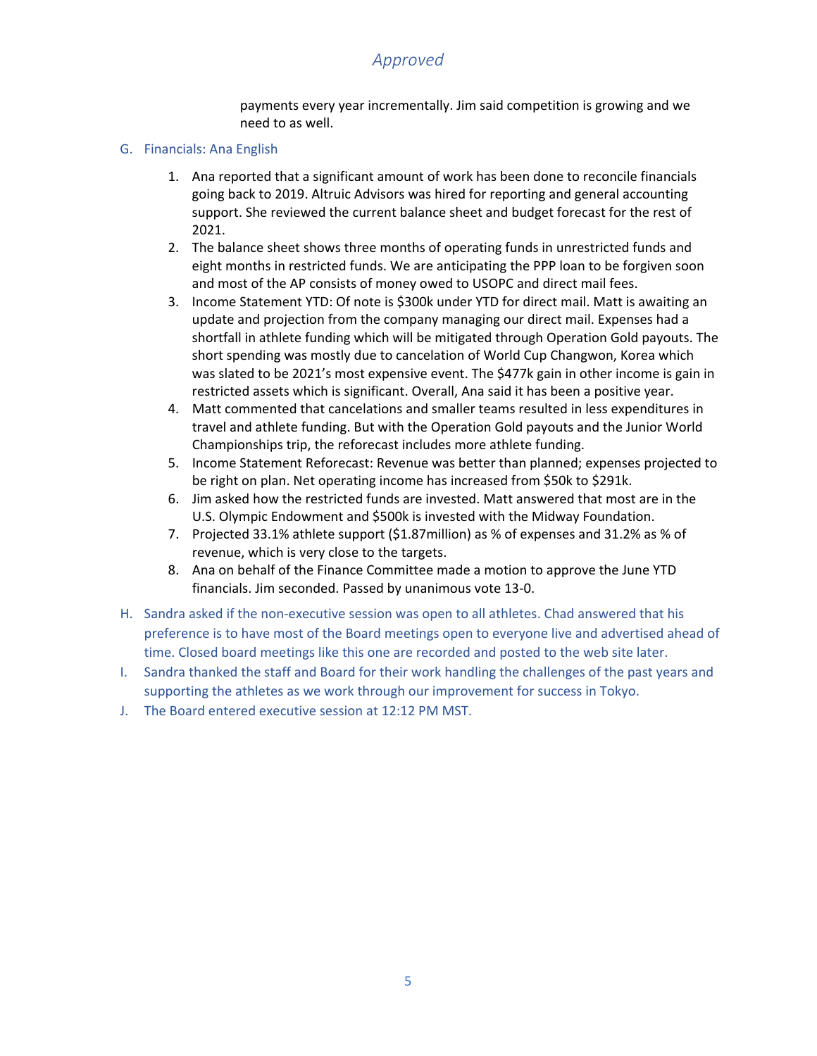payments every year incrementally. Jim said competition is growing and we need to as well.

G. Financials: Ana English

1. Ana reported that a significant amount of work has been done to reconcile financials going back to 2019. Altruic Advisors was hired for reporting and general accounting support. She reviewed the current balance sheet and budget forecast for the rest of 2021.
2. The balance sheet shows three months of operating funds in unrestricted funds and eight months in restricted funds. We are anticipating the PPP loan to be forgiven soon and most of the AP consists of money owed to USOPC and direct mail fees.
3. Income Statement YTD: Of note is $300k under YTD for direct mail. Matt is awaiting an update and projection from the company managing our direct mail. Expenses had a shortfall in athlete funding which will be mitigated through Operation Gold payouts. The short spending was mostly due to cancelation of World Cup Changwon, Korea which was slated to be 2021's most expensive event. The $477k gain in other income is gain in restricted assets which is significant. Overall, Ana said it has been a positive year.
4. Matt commented that cancelations and smaller teams resulted in less expenditures in travel and athlete funding. But with the Operation Gold payouts and the Junior World Championships trip, the reforecast includes more athlete funding.
5. Income Statement Reforecast: Revenue was better than planned; expenses projected to be right on plan. Net operating income has increased from $50k to $291k.
6. Jim asked how the restricted funds are invested. Matt answered that most are in the U.S. Olympic Endowment and $500k is invested with the Midway Foundation.
7. Projected 33.1% athlete support ($1.87million) as % of expenses and 31.2% as % of revenue, which is very close to the targets.
8. Ana on behalf of the Finance Committee made a motion to approve the June YTD financials. Jim seconded. Passed by unanimous vote 13-0.

H. Sandra asked if the non-executive session was open to all athletes. Chad answered that his preference is to have most of the Board meetings open to everyone live and advertised ahead of time. Closed board meetings like this one are recorded and posted to the web site later.

I. Sandra thanked the staff and Board for their work handling the challenges of the past years and supporting the athletes as we work through our improvement for success in Tokyo.

J. The Board entered executive session at 12:12 PM MST.